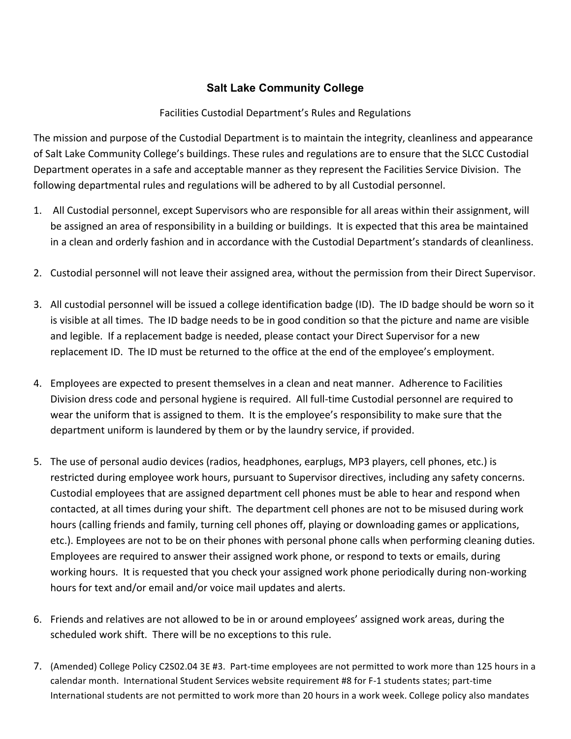# Salt Lake Community College

Facilities Custodial Department's Rules and Regulations

The mission and purpose of the Custodial Department is to maintain the integrity, cleanliness and appearance of Salt Lake Community College's buildings. These rules and regulations are to ensure that the SLCC Custodial Department operates in a safe and acceptable manner as they represent the Facilities Service Division. The following departmental rules and regulations will be adhered to by all Custodial personnel.

1. All Custodial personnel, except Supervisors who are responsible for all areas within their assignment, will be assigned an area of responsibility in a building or buildings. It is expected that this area be maintained in a clean and orderly fashion and in accordance with the Custodial Department's standards of cleanliness.

2. Custodial personnel will not leave their assigned area, without the permission from their Direct Supervisor.

3. All custodial personnel will be issued a college identification badge (ID). The ID badge should be worn so it is visible at all times. The ID badge needs to be in good condition so that the picture and name are visible and legible. If a replacement badge is needed, please contact your Direct Supervisor for a new replacement ID. The ID must be returned to the office at the end of the employee's employment.

4. Employees are expected to present themselves in a clean and neat manner. Adherence to Facilities Division dress code and personal hygiene is required. All full-time Custodial personnel are required to wear the uniform that is assigned to them. It is the employee's responsibility to make sure that the department uniform is laundered by them or by the laundry service, if provided.

5. The use of personal audio devices (radios, headphones, earplugs, MP3 players, cell phones, etc.) is restricted during employee work hours, pursuant to Supervisor directives, including any safety concerns. Custodial employees that are assigned department cell phones must be able to hear and respond when contacted, at all times during your shift. The department cell phones are not to be misused during work hours (calling friends and family, turning cell phones off, playing or downloading games or applications, etc.). Employees are not to be on their phones with personal phone calls when performing cleaning duties. Employees are required to answer their assigned work phone, or respond to texts or emails, during working hours. It is requested that you check your assigned work phone periodically during non-working hours for text and/or email and/or voice mail updates and alerts.

6. Friends and relatives are not allowed to be in or around employees' assigned work areas, during the scheduled work shift. There will be no exceptions to this rule.

7. (Amended) College Policy C2S02.04 3E #3. Part-time employees are not permitted to work more than 125 hours in a calendar month. International Student Services website requirement #8 for F-1 students states; part-time International students are not permitted to work more than 20 hours in a work week. College policy also mandates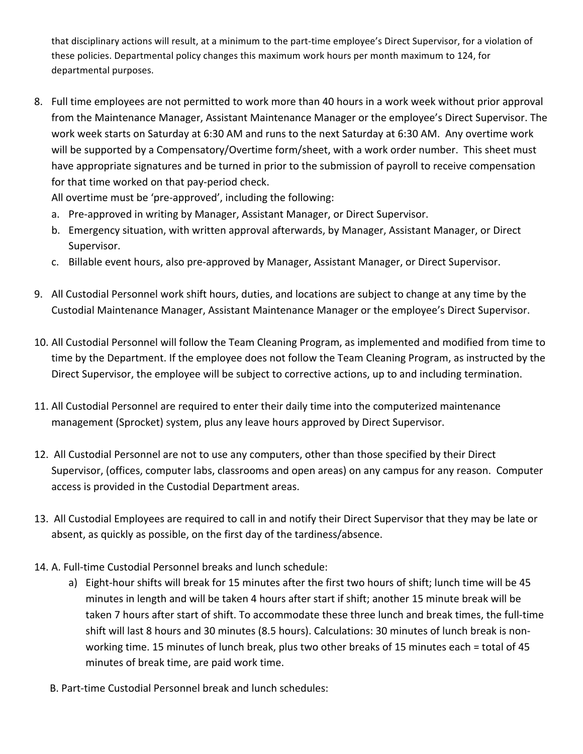that disciplinary actions will result, at a minimum to the part-time employee's Direct Supervisor, for a violation of these policies. Departmental policy changes this maximum work hours per month maximum to 124, for departmental purposes.

8. Full time employees are not permitted to work more than 40 hours in a work week without prior approval from the Maintenance Manager, Assistant Maintenance Manager or the employee's Direct Supervisor. The work week starts on Saturday at 6:30 AM and runs to the next Saturday at 6:30 AM. Any overtime work will be supported by a Compensatory/Overtime form/sheet, with a work order number. This sheet must have appropriate signatures and be turned in prior to the submission of payroll to receive compensation for that time worked on that pay-period check.
   All overtime must be 'pre-approved', including the following:
   a. Pre-approved in writing by Manager, Assistant Manager, or Direct Supervisor.
   b. Emergency situation, with written approval afterwards, by Manager, Assistant Manager, or Direct Supervisor.
   c. Billable event hours, also pre-approved by Manager, Assistant Manager, or Direct Supervisor.

9. All Custodial Personnel work shift hours, duties, and locations are subject to change at any time by the Custodial Maintenance Manager, Assistant Maintenance Manager or the employee's Direct Supervisor.

10. All Custodial Personnel will follow the Team Cleaning Program, as implemented and modified from time to time by the Department. If the employee does not follow the Team Cleaning Program, as instructed by the Direct Supervisor, the employee will be subject to corrective actions, up to and including termination.

11. All Custodial Personnel are required to enter their daily time into the computerized maintenance management (Sprocket) system, plus any leave hours approved by Direct Supervisor.

12. All Custodial Personnel are not to use any computers, other than those specified by their Direct Supervisor, (offices, computer labs, classrooms and open areas) on any campus for any reason. Computer access is provided in the Custodial Department areas.

13. All Custodial Employees are required to call in and notify their Direct Supervisor that they may be late or absent, as quickly as possible, on the first day of the tardiness/absence.

14. A. Full-time Custodial Personnel breaks and lunch schedule:
    a) Eight-hour shifts will break for 15 minutes after the first two hours of shift; lunch time will be 45 minutes in length and will be taken 4 hours after start if shift; another 15 minute break will be taken 7 hours after start of shift. To accommodate these three lunch and break times, the full-time shift will last 8 hours and 30 minutes (8.5 hours). Calculations: 30 minutes of lunch break is non-working time. 15 minutes of lunch break, plus two other breaks of 15 minutes each = total of 45 minutes of break time, are paid work time.

    B. Part-time Custodial Personnel break and lunch schedules: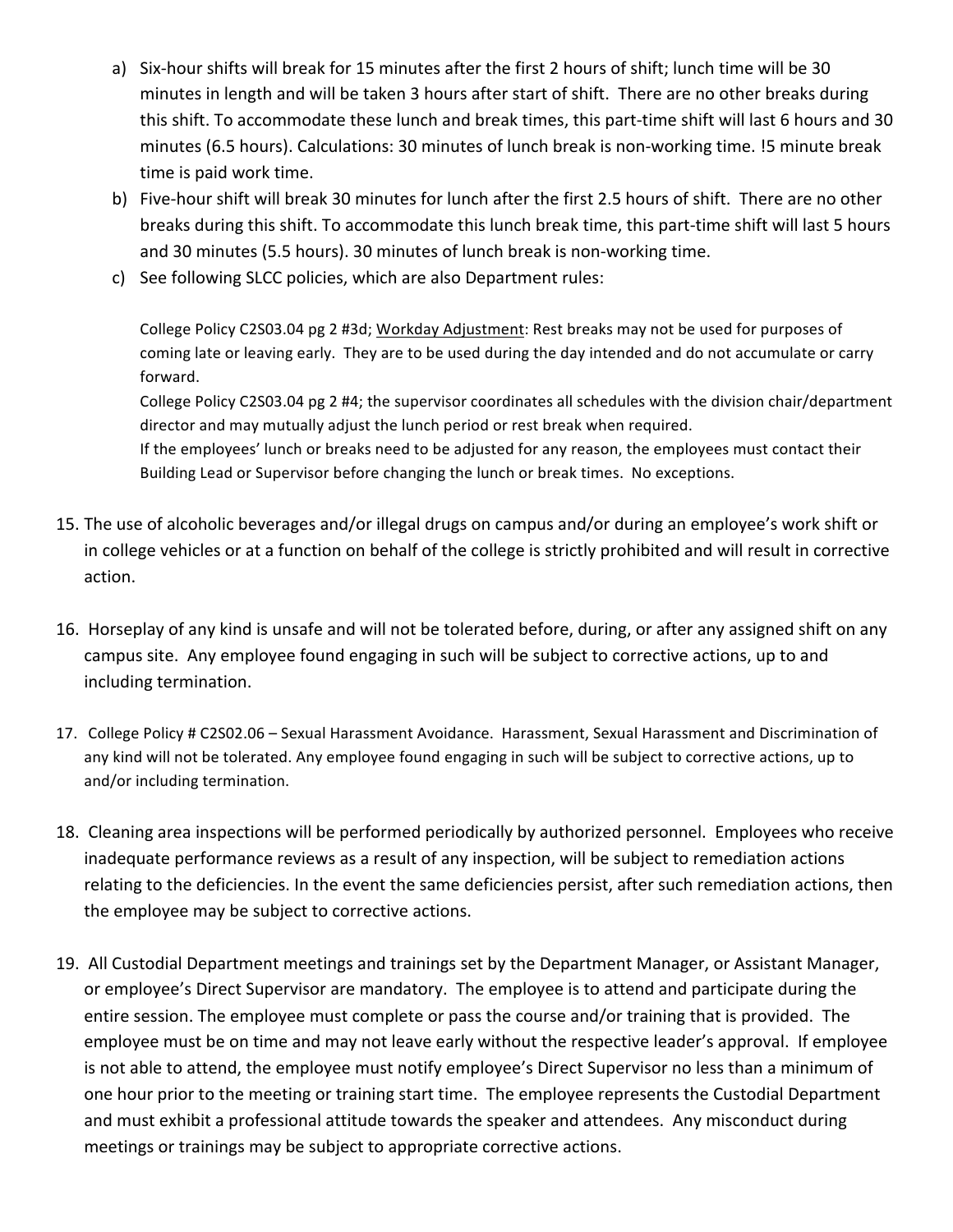a) Six-hour shifts will break for 15 minutes after the first 2 hours of shift; lunch time will be 30 minutes in length and will be taken 3 hours after start of shift. There are no other breaks during this shift. To accommodate these lunch and break times, this part-time shift will last 6 hours and 30 minutes (6.5 hours). Calculations: 30 minutes of lunch break is non-working time. !5 minute break time is paid work time.
b) Five-hour shift will break 30 minutes for lunch after the first 2.5 hours of shift. There are no other breaks during this shift. To accommodate this lunch break time, this part-time shift will last 5 hours and 30 minutes (5.5 hours). 30 minutes of lunch break is non-working time.
c) See following SLCC policies, which are also Department rules:

   College Policy C2S03.04 pg 2 #3d; <u>Workday Adjustment</u>: Rest breaks may not be used for purposes of coming late or leaving early. They are to be used during the day intended and do not accumulate or carry forward.
   College Policy C2S03.04 pg 2 #4; the supervisor coordinates all schedules with the division chair/department director and may mutually adjust the lunch period or rest break when required.
   If the employees' lunch or breaks need to be adjusted for any reason, the employees must contact their Building Lead or Supervisor before changing the lunch or break times. No exceptions.

15. The use of alcoholic beverages and/or illegal drugs on campus and/or during an employee's work shift or in college vehicles or at a function on behalf of the college is strictly prohibited and will result in corrective action.

16. Horseplay of any kind is unsafe and will not be tolerated before, during, or after any assigned shift on any campus site. Any employee found engaging in such will be subject to corrective actions, up to and including termination.

17. College Policy # C2S02.06 – Sexual Harassment Avoidance. Harassment, Sexual Harassment and Discrimination of any kind will not be tolerated. Any employee found engaging in such will be subject to corrective actions, up to and/or including termination.

18. Cleaning area inspections will be performed periodically by authorized personnel. Employees who receive inadequate performance reviews as a result of any inspection, will be subject to remediation actions relating to the deficiencies. In the event the same deficiencies persist, after such remediation actions, then the employee may be subject to corrective actions.

19. All Custodial Department meetings and trainings set by the Department Manager, or Assistant Manager, or employee's Direct Supervisor are mandatory. The employee is to attend and participate during the entire session. The employee must complete or pass the course and/or training that is provided. The employee must be on time and may not leave early without the respective leader's approval. If employee is not able to attend, the employee must notify employee's Direct Supervisor no less than a minimum of one hour prior to the meeting or training start time. The employee represents the Custodial Department and must exhibit a professional attitude towards the speaker and attendees. Any misconduct during meetings or trainings may be subject to appropriate corrective actions.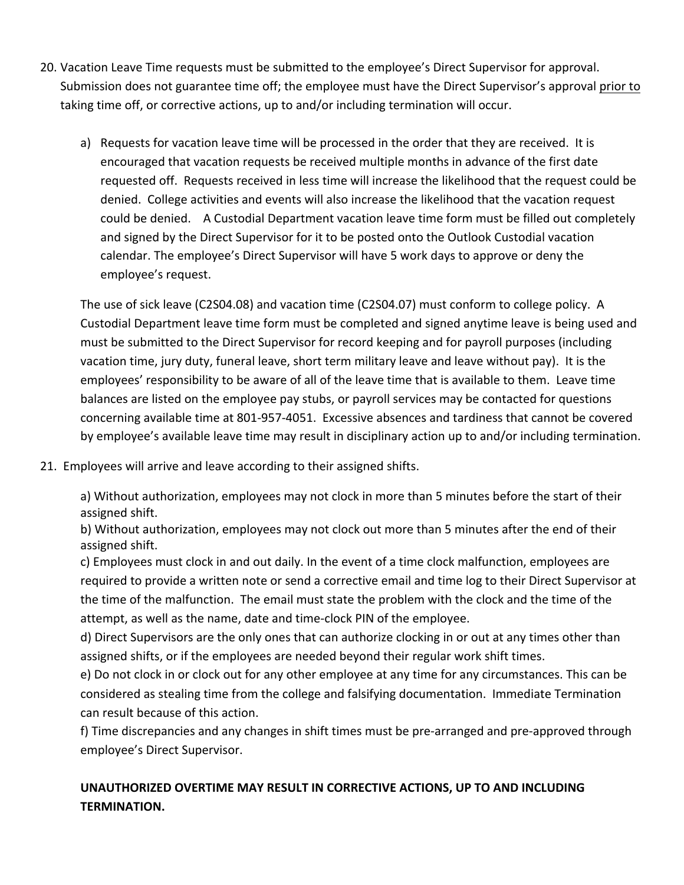20. Vacation Leave Time requests must be submitted to the employee's Direct Supervisor for approval. Submission does not guarantee time off; the employee must have the Direct Supervisor's approval <u>prior to</u> taking time off, or corrective actions, up to and/or including termination will occur.

    a) Requests for vacation leave time will be processed in the order that they are received. It is encouraged that vacation requests be received multiple months in advance of the first date requested off. Requests received in less time will increase the likelihood that the request could be denied. College activities and events will also increase the likelihood that the vacation request could be denied. A Custodial Department vacation leave time form must be filled out completely and signed by the Direct Supervisor for it to be posted onto the Outlook Custodial vacation calendar. The employee's Direct Supervisor will have 5 work days to approve or deny the employee's request.

    The use of sick leave (C2S04.08) and vacation time (C2S04.07) must conform to college policy. A Custodial Department leave time form must be completed and signed anytime leave is being used and must be submitted to the Direct Supervisor for record keeping and for payroll purposes (including vacation time, jury duty, funeral leave, short term military leave and leave without pay). It is the employees' responsibility to be aware of all of the leave time that is available to them. Leave time balances are listed on the employee pay stubs, or payroll services may be contacted for questions concerning available time at 801-957-4051. Excessive absences and tardiness that cannot be covered by employee's available leave time may result in disciplinary action up to and/or including termination.

21. Employees will arrive and leave according to their assigned shifts.

    a) Without authorization, employees may not clock in more than 5 minutes before the start of their assigned shift.
    b) Without authorization, employees may not clock out more than 5 minutes after the end of their assigned shift.
    c) Employees must clock in and out daily. In the event of a time clock malfunction, employees are required to provide a written note or send a corrective email and time log to their Direct Supervisor at the time of the malfunction. The email must state the problem with the clock and the time of the attempt, as well as the name, date and time-clock PIN of the employee.
    d) Direct Supervisors are the only ones that can authorize clocking in or out at any times other than assigned shifts, or if the employees are needed beyond their regular work shift times.
    e) Do not clock in or clock out for any other employee at any time for any circumstances. This can be considered as stealing time from the college and falsifying documentation. Immediate Termination can result because of this action.
    f) Time discrepancies and any changes in shift times must be pre-arranged and pre-approved through employee's Direct Supervisor.

    **UNAUTHORIZED OVERTIME MAY RESULT IN CORRECTIVE ACTIONS, UP TO AND INCLUDING TERMINATION.**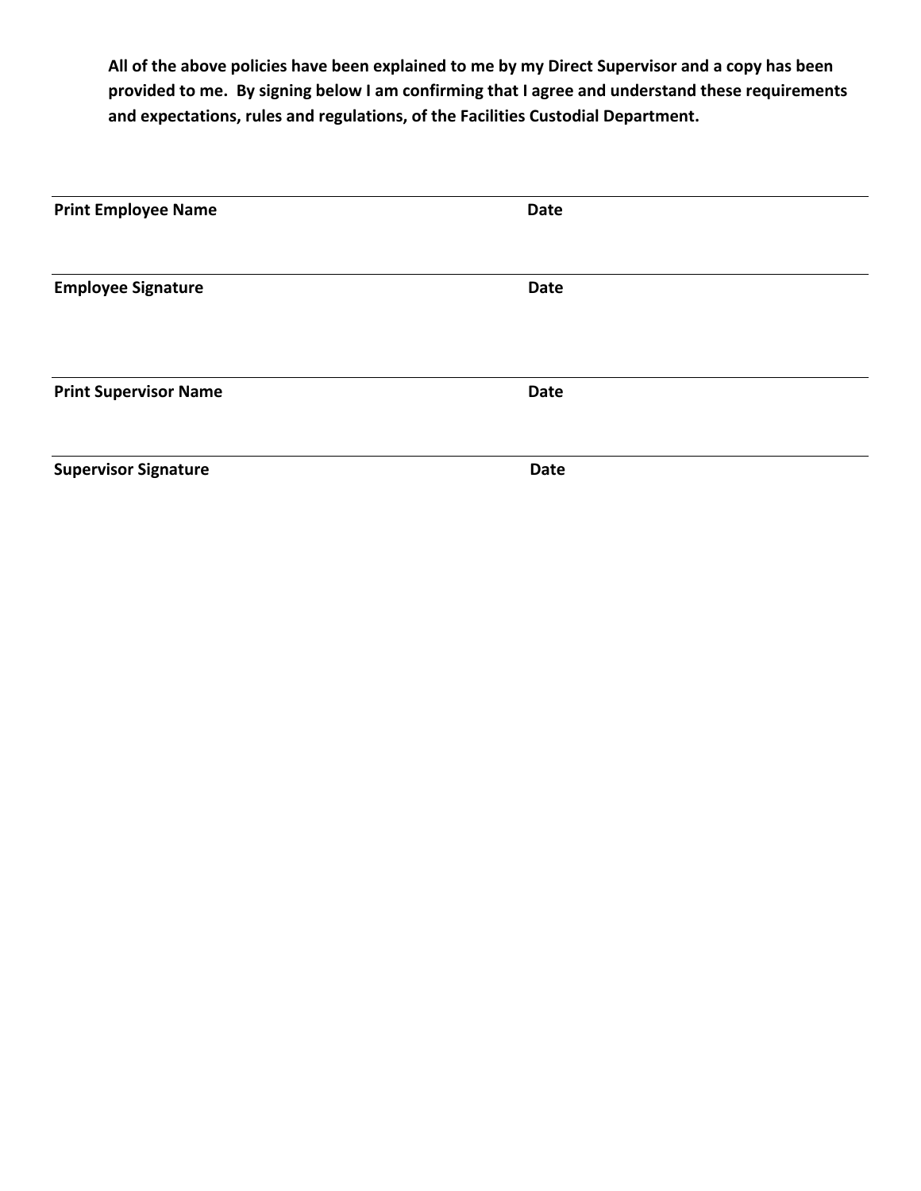**All of the above policies have been explained to me by my Direct Supervisor and a copy has been provided to me. By signing below I am confirming that I agree and understand these requirements and expectations, rules and regulations, of the Facilities Custodial Department.**

---

**Print Employee Name** **Date**

---

**Employee Signature** **Date**

---

**Print Supervisor Name** **Date**

---

**Supervisor Signature** **Date**